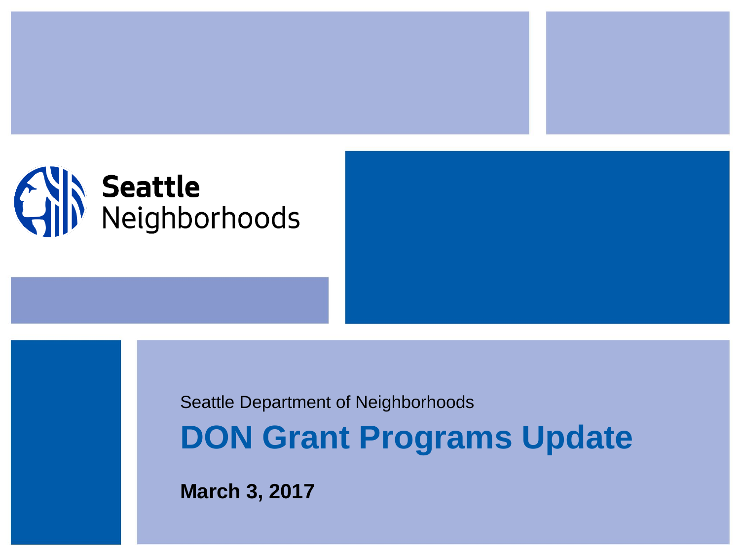Seattle Neighborhoods

Seattle Department of Neighborhoods

# DON Grant Programs Update

**March 3, 2017**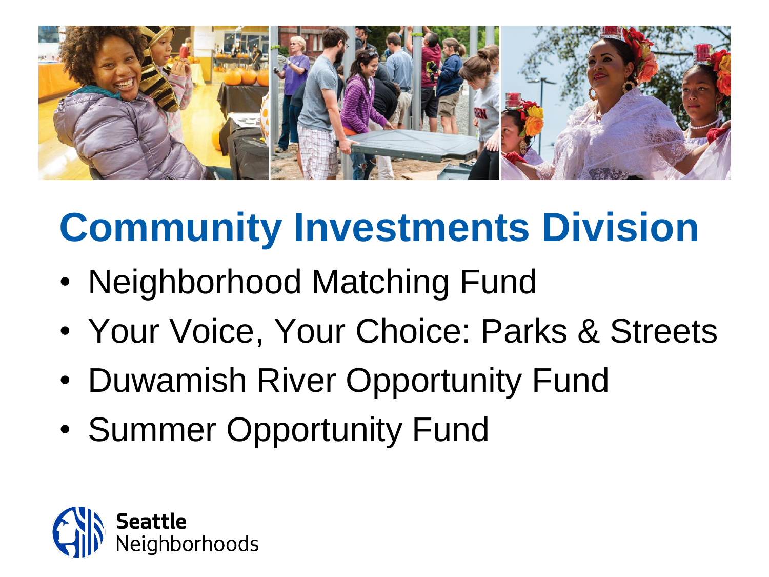# Community Investments Division

- Neighborhood Matching Fund
- Your Voice, Your Choice: Parks & Streets
- Duwamish River Opportunity Fund
- Summer Opportunity Fund

Seattle Neighborhoods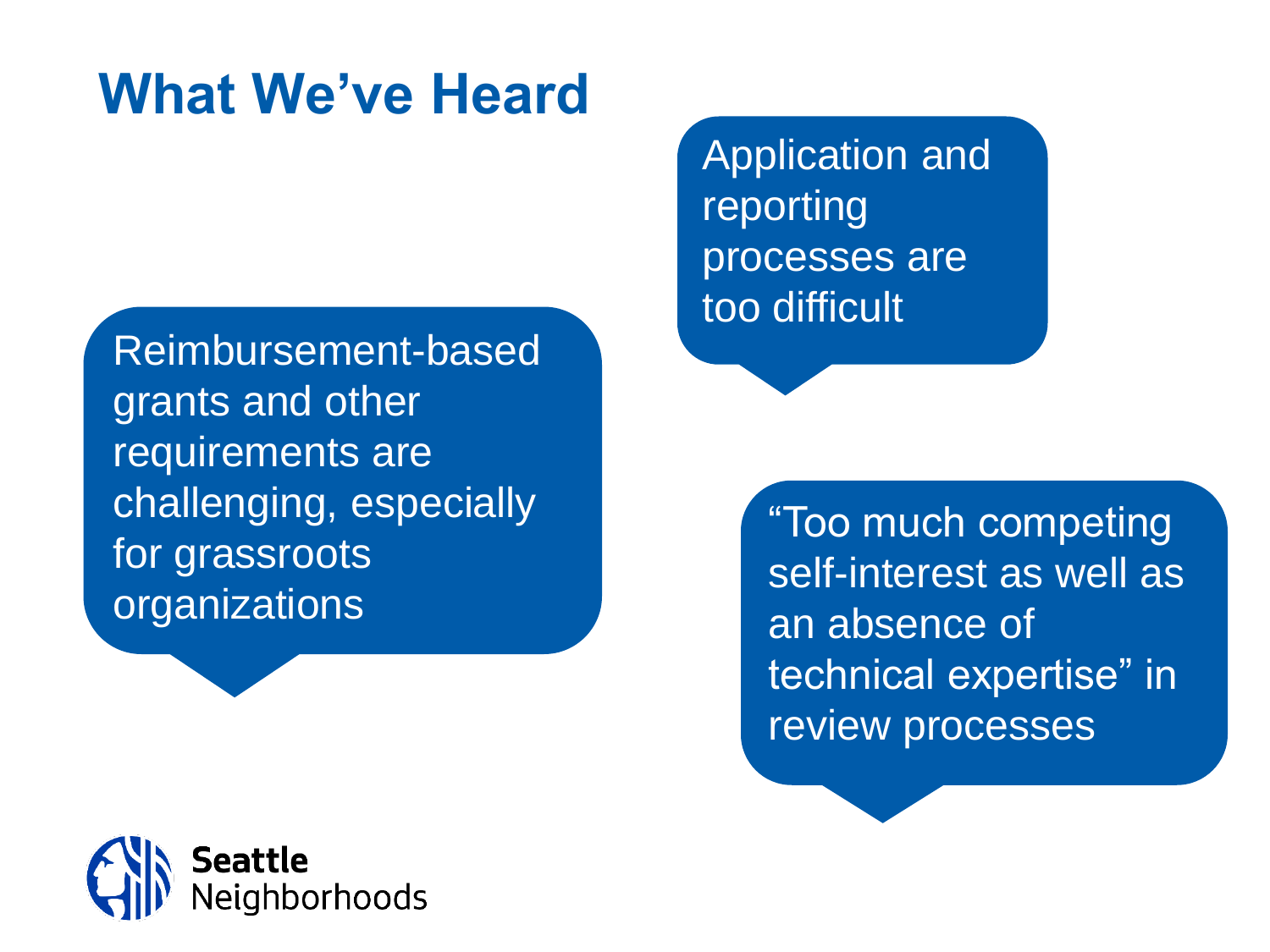# What We've Heard

Application and reporting processes are too difficult

Reimbursement-based grants and other requirements are challenging, especially for grassroots organizations

"Too much competing self-interest as well as an absence of technical expertise" in review processes

Seattle Neighborhoods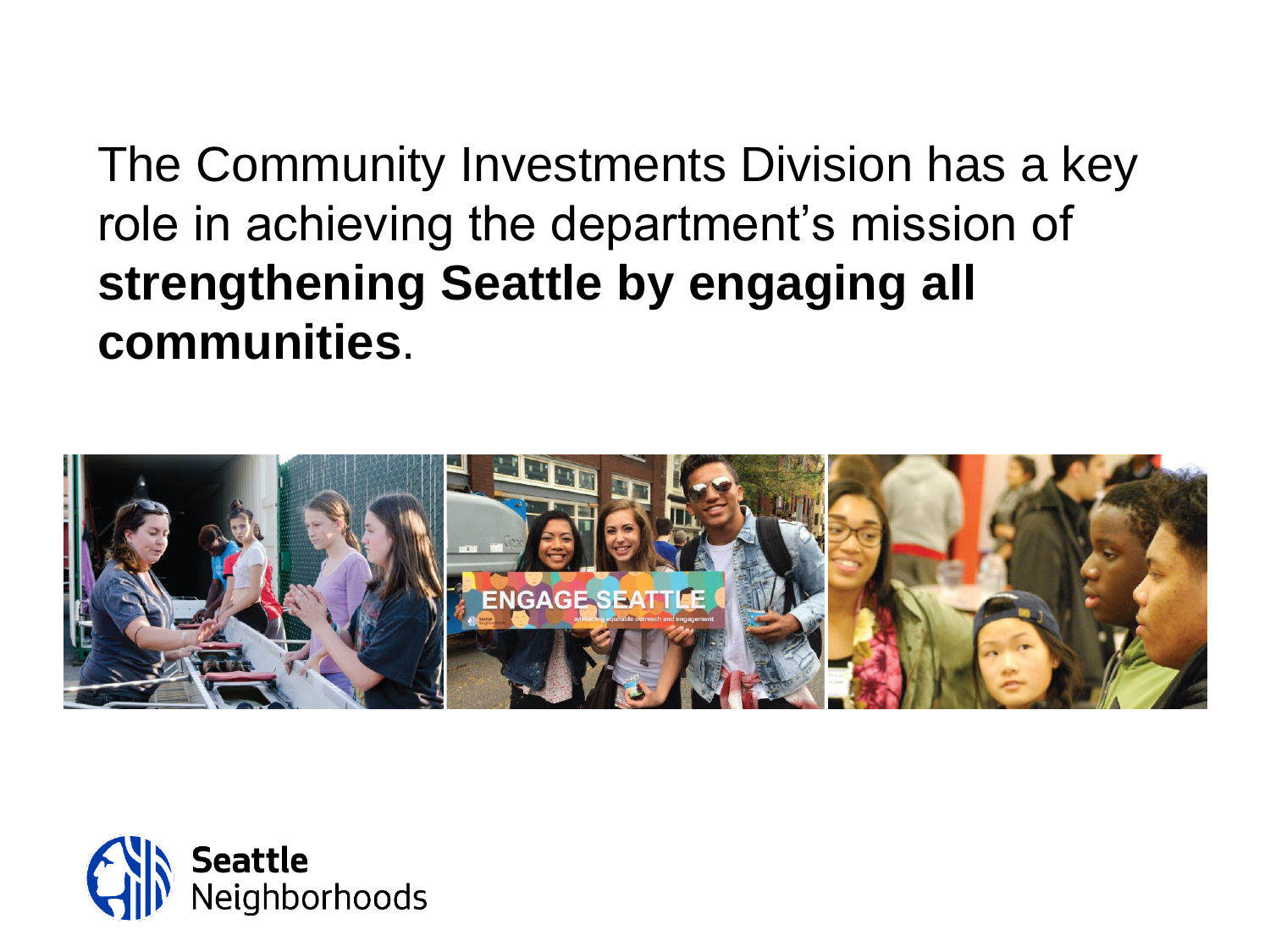The Community Investments Division has a key role in achieving the department's mission of **strengthening Seattle by engaging all communities**.

Seattle Neighborhoods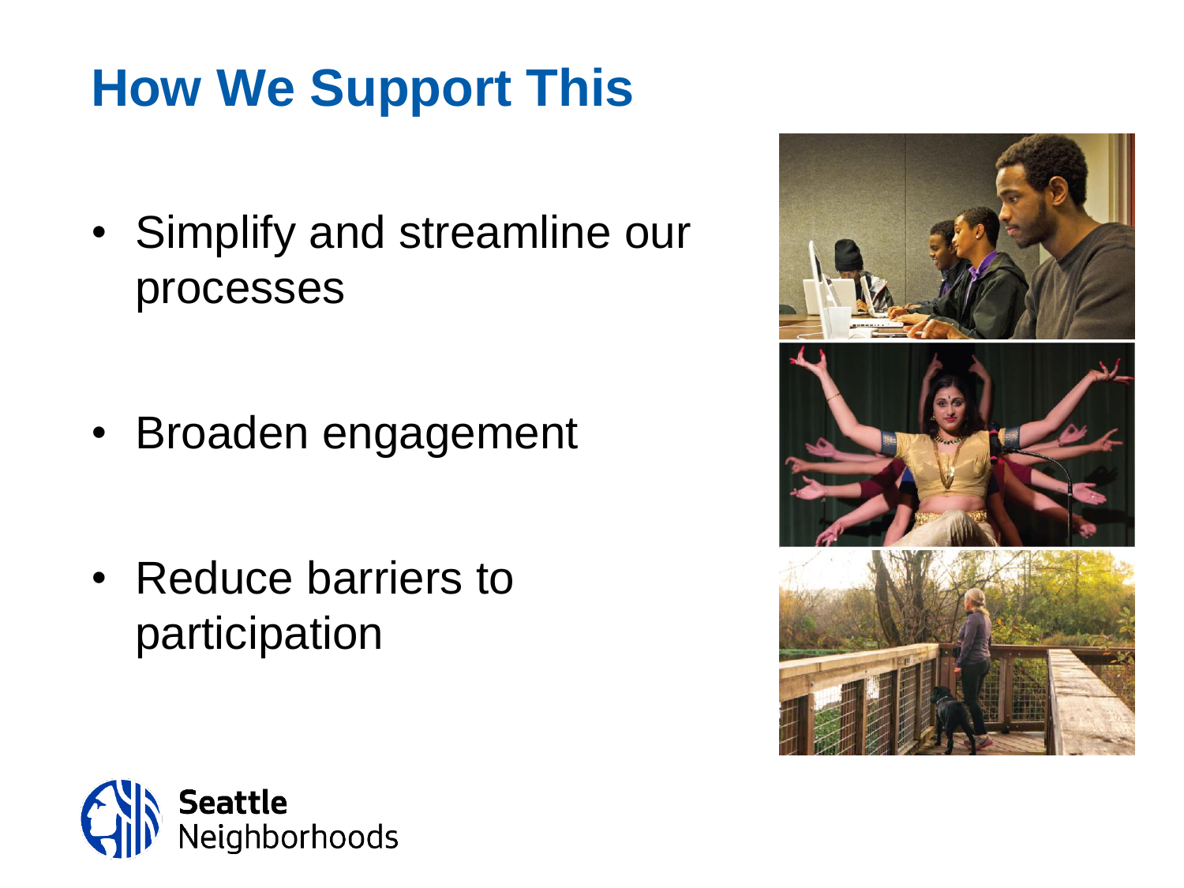# How We Support This

- Simplify and streamline our processes
- Broaden engagement
- Reduce barriers to participation

Seattle Neighborhoods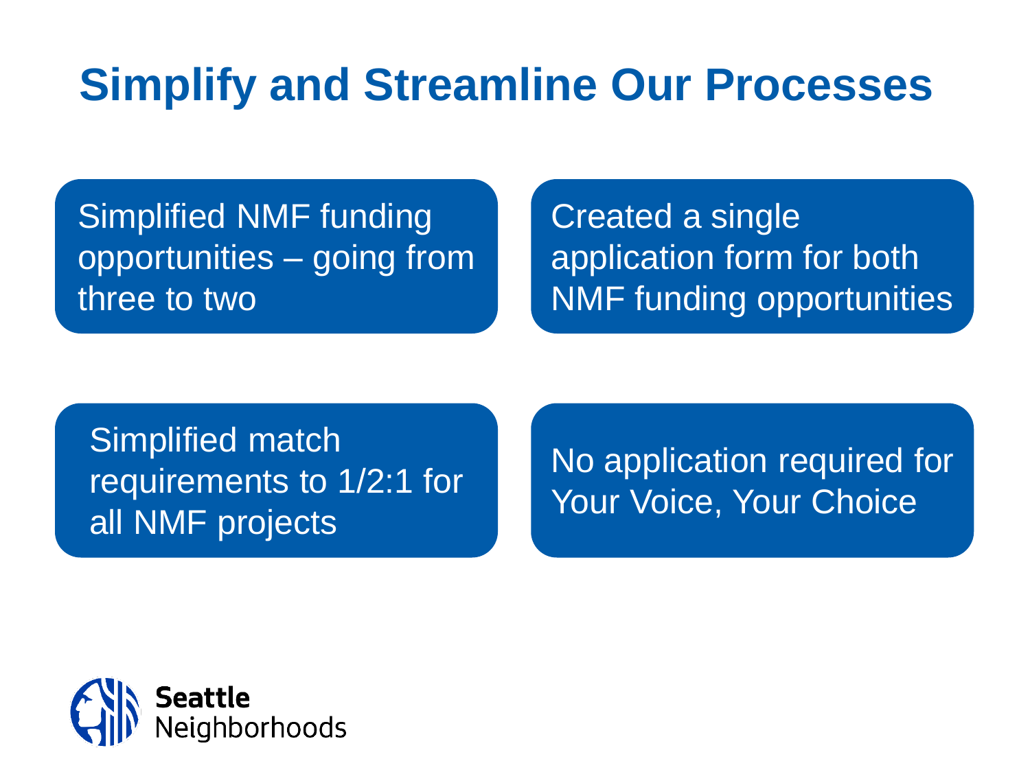# Simplify and Streamline Our Processes

- Simplified NMF funding opportunities – going from three to two
- Created a single application form for both NMF funding opportunities
- Simplified match requirements to 1/2:1 for all NMF projects
- No application required for Your Voice, Your Choice

Seattle Neighborhoods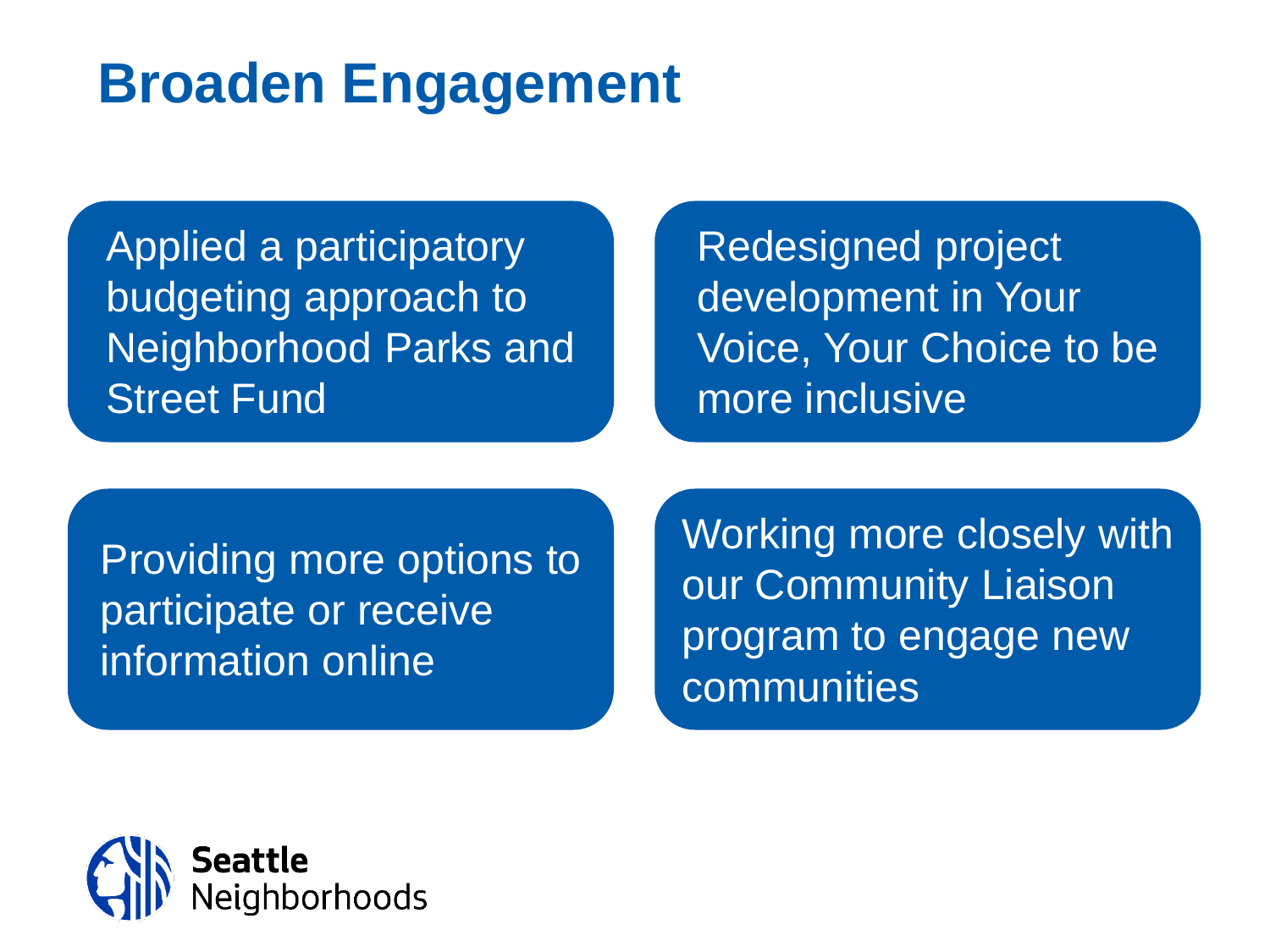# Broaden Engagement

- Applied a participatory budgeting approach to Neighborhood Parks and Street Fund
- Redesigned project development in Your Voice, Your Choice to be more inclusive
- Providing more options to participate or receive information online
- Working more closely with our Community Liaison program to engage new communities

Seattle Neighborhoods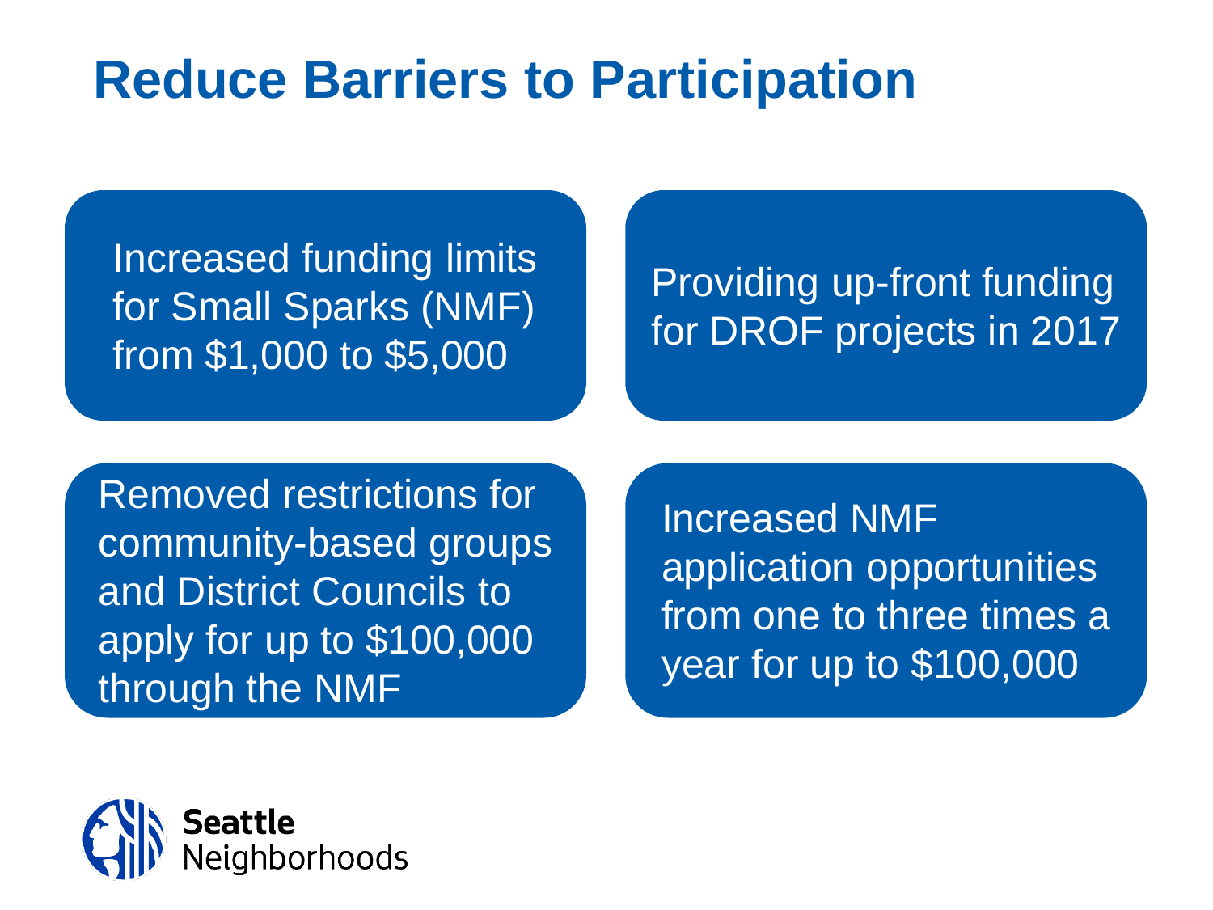# Reduce Barriers to Participation

- Increased funding limits for Small Sparks (NMF) from $1,000 to $5,000
- Providing up-front funding for DROF projects in 2017
- Removed restrictions for community-based groups and District Councils to apply for up to $100,000 through the NMF
- Increased NMF application opportunities from one to three times a year for up to $100,000

Seattle Neighborhoods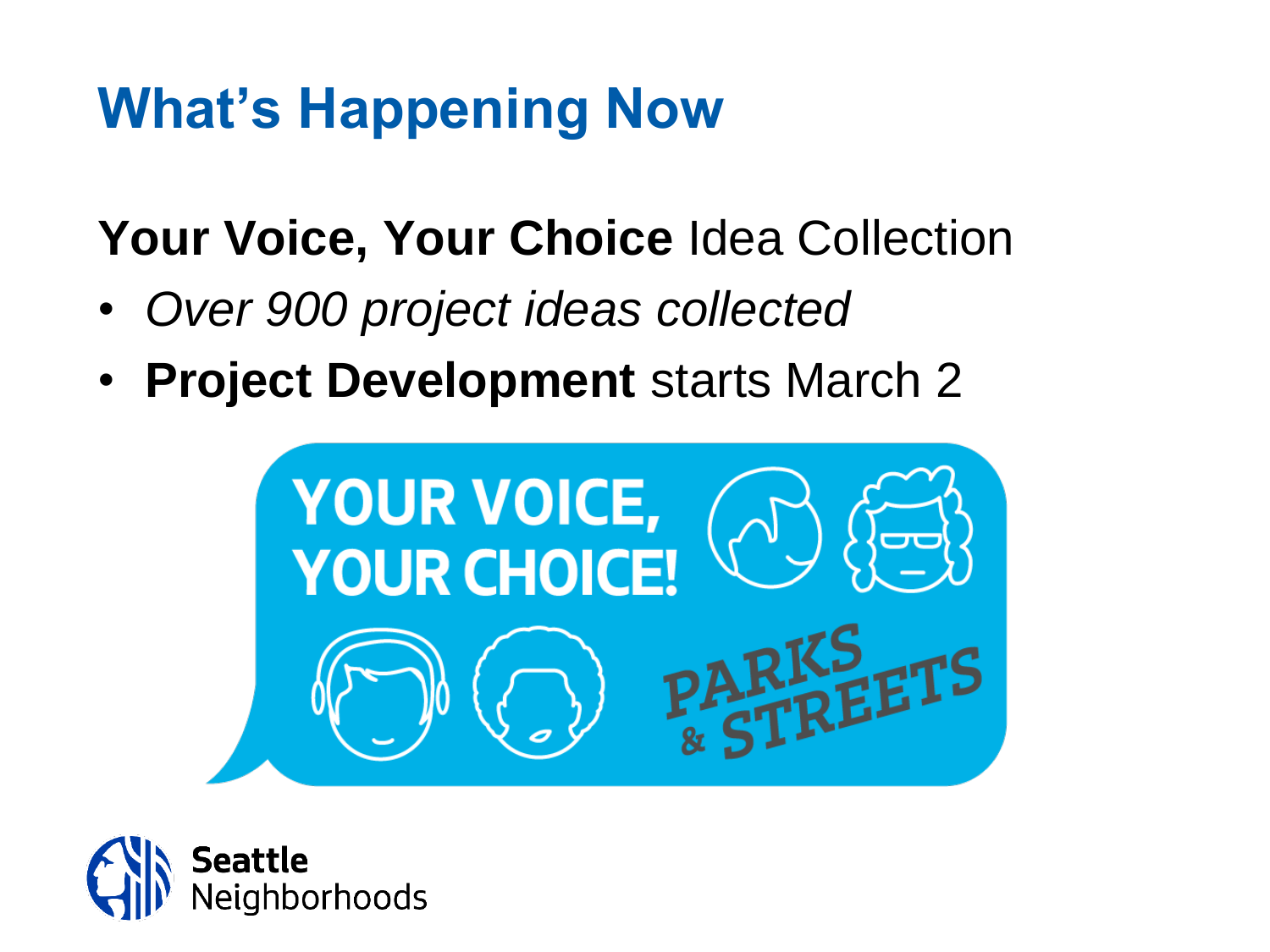# What's Happening Now

**Your Voice, Your Choice** Idea Collection

- *Over 900 project ideas collected*
- **Project Development** starts March 2

YOUR VOICE, YOUR CHOICE!

PARKS & STREETS

Seattle Neighborhoods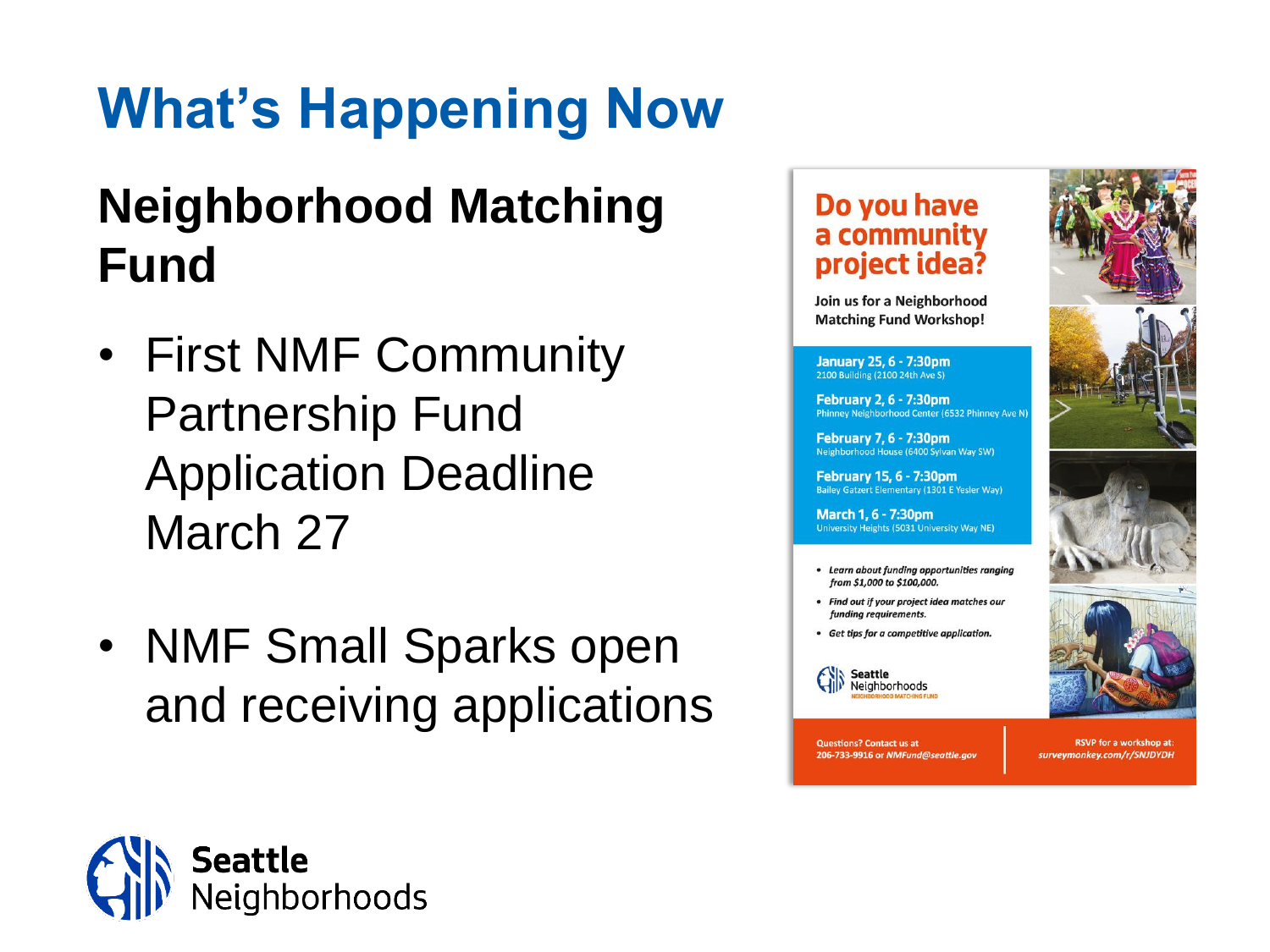# What's Happening Now

## Neighborhood Matching Fund

- First NMF Community Partnership Fund Application Deadline March 27
- NMF Small Sparks open and receiving applications

**Do you have a community project idea?**

Join us for a Neighborhood Matching Fund Workshop!

**January 25, 6 - 7:30pm**
2100 Building (2100 24th Ave S)

**February 2, 6 - 7:30pm**
Phinney Neighborhood Center (6532 Phinney Ave N)

**February 7, 6 - 7:30pm**
Neighborhood House (6400 Sylvan Way SW)

**February 15, 6 - 7:30pm**
Bailey Gatzert Elementary (1301 E Yesler Way)

**March 1, 6 - 7:30pm**
University Heights (5031 University Way NE)

- *Learn about funding opportunities ranging from $1,000 to $100,000.*
- *Find out if your project idea matches our funding requirements.*
- *Get tips for a competitive application.*

Seattle Neighborhoods
NEIGHBORHOOD MATCHING FUND

Questions? Contact us at 206-733-9916 or *NMFund@seattle.gov*

RSVP for a workshop at: *surveymonkey.com/r/SNJDYDH*

Seattle Neighborhoods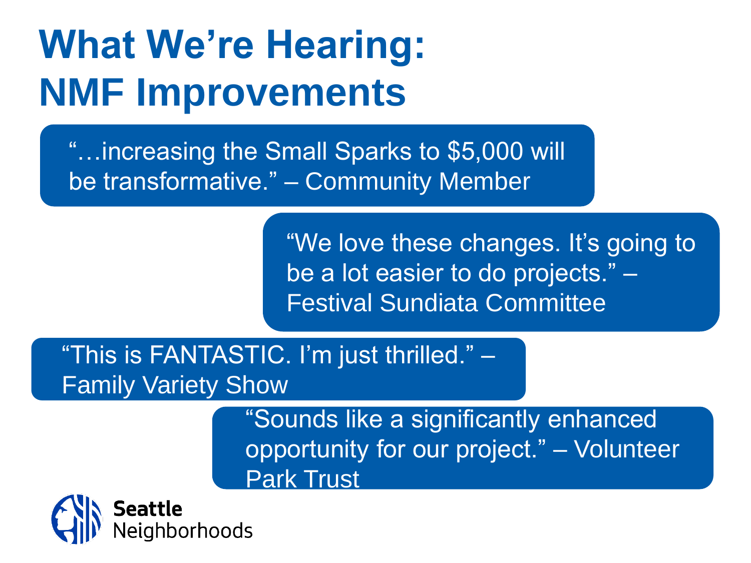# What We're Hearing: NMF Improvements

"…increasing the Small Sparks to $5,000 will be transformative." – Community Member

"We love these changes. It's going to be a lot easier to do projects." – Festival Sundiata Committee

"This is FANTASTIC. I'm just thrilled." – Family Variety Show

"Sounds like a significantly enhanced opportunity for our project." – Volunteer Park Trust

Seattle Neighborhoods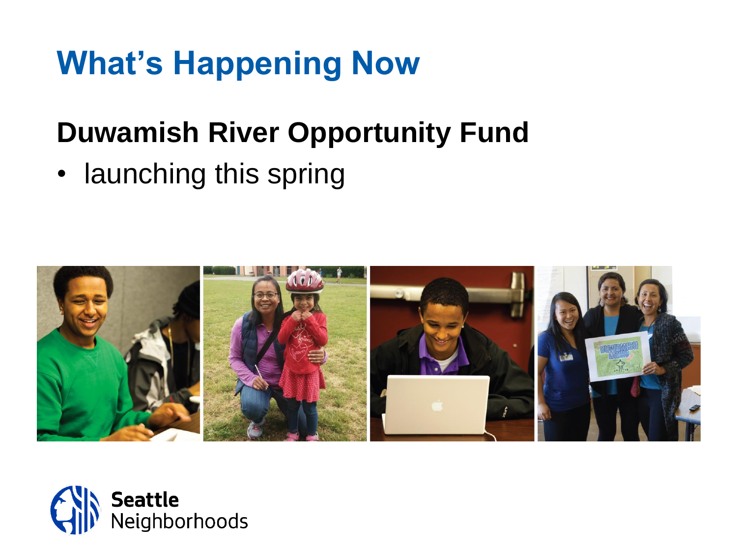# What's Happening Now

## Duwamish River Opportunity Fund

- launching this spring